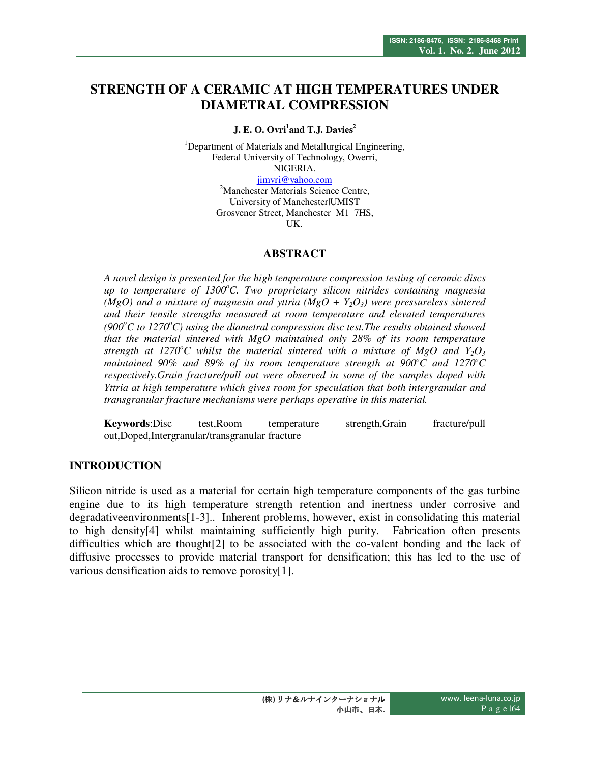# STRENGTH OF A CERAMIC AT HIGH TEMPERATURES UNDER DIAMETRAL COMPRESSION

**J. E. O. Ovri[1] and T.J. Davies[2]**

[1]Department of Materials and Metallurgical Engineering,
Federal University of Technology, Owerri,
NIGERIA.
jimvri@yahoo.com
[2]Manchester Materials Science Centre,
University of Manchester|UMIST
Grosvener Street, Manchester M1 7HS,
UK.

## ABSTRACT

*A novel design is presented for the high temperature compression testing of ceramic discs up to temperature of 1300°C. Two proprietary silicon nitrides containing magnesia (MgO) and a mixture of magnesia and yttria ($MgO + Y_2O_3$) were pressureless sintered and their tensile strengths measured at room temperature and elevated temperatures (900°C to 1270°C) using the diametral compression disc test.The results obtained showed that the material sintered with MgO maintained only 28% of its room temperature strength at 1270°C whilst the material sintered with a mixture of MgO and $Y_2O_3$ maintained 90% and 89% of its room temperature strength at 900°C and 1270°C respectively.Grain fracture/pull out were observed in some of the samples doped with Yttria at high temperature which gives room for speculation that both intergranular and transgranular fracture mechanisms were perhaps operative in this material.*

**Keywords**:Disc test,Room temperature strength,Grain fracture/pull out,Doped,Intergranular/transgranular fracture

## INTRODUCTION

Silicon nitride is used as a material for certain high temperature components of the gas turbine engine due to its high temperature strength retention and inertness under corrosive and degradativeenvironments[1-3].. Inherent problems, however, exist in consolidating this material to high density[4] whilst maintaining sufficiently high purity. Fabrication often presents difficulties which are thought[2] to be associated with the co-valent bonding and the lack of diffusive processes to provide material transport for densification; this has led to the use of various densification aids to remove porosity[1].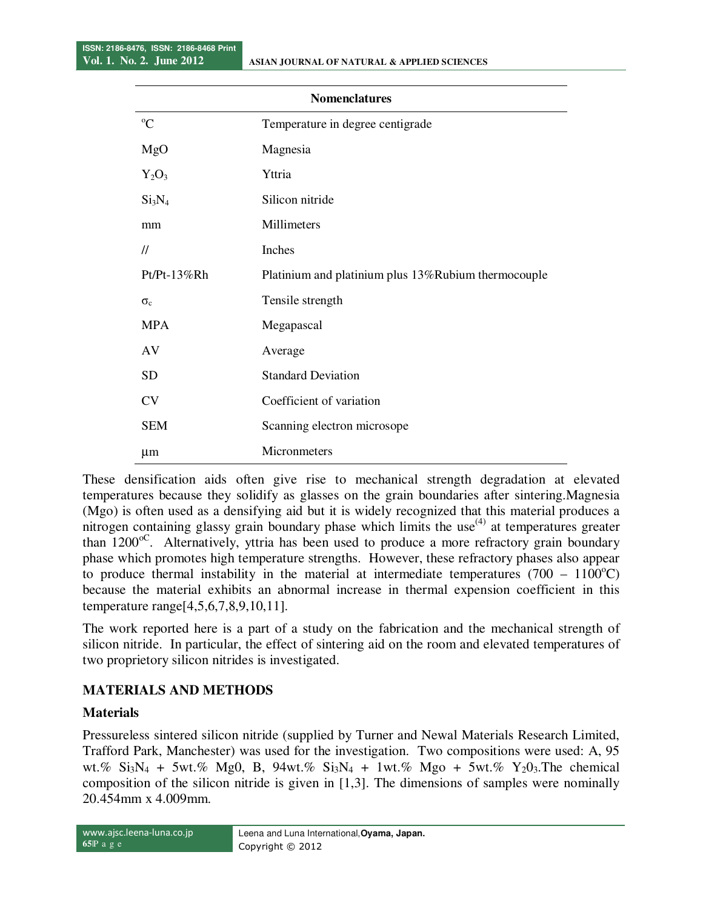| Nomenclatures | |
|---|---|
| $^oC$ | Temperature in degree centigrade |
| MgO | Magnesia |
| $Y_2O_3$ | Yttria |
| $Si_3N_4$ | Silicon nitride |
| mm | Millimeters |
| // | Inches |
| Pt/Pt-13%Rh | Platinium and platinium plus 13%Rubium thermocouple |
| $\sigma_c$ | Tensile strength |
| MPA | Megapascal |
| AV | Average |
| SD | Standard Deviation |
| CV | Coefficient of variation |
| SEM | Scanning electron microsope |
| μm | Micronmeters |

These densification aids often give rise to mechanical strength degradation at elevated temperatures because they solidify as glasses on the grain boundaries after sintering.Magnesia (Mgo) is often used as a densifying aid but it is widely recognized that this material produces a nitrogen containing glassy grain boundary phase which limits the use[4] at temperatures greater than $1200^{oC}$. Alternatively, yttria has been used to produce a more refractory grain boundary phase which promotes high temperature strengths. However, these refractory phases also appear to produce thermal instability in the material at intermediate temperatures (700 – $1100^oC$) because the material exhibits an abnormal increase in thermal expension coefficient in this temperature range[4,5,6,7,8,9,10,11].

The work reported here is a part of a study on the fabrication and the mechanical strength of silicon nitride. In particular, the effect of sintering aid on the room and elevated temperatures of two proprietory silicon nitrides is investigated.

## MATERIALS AND METHODS

### Materials

Pressureless sintered silicon nitride (supplied by Turner and Newal Materials Research Limited, Trafford Park, Manchester) was used for the investigation. Two compositions were used: A, 95 wt.% $Si_3N_4$ + 5wt.% Mg0, B, 94wt.% $Si_3N_4$ + 1wt.% Mgo + 5wt.% $Y_20_3$.The chemical composition of the silicon nitride is given in [1,3]. The dimensions of samples were nominally 20.454mm x 4.009mm.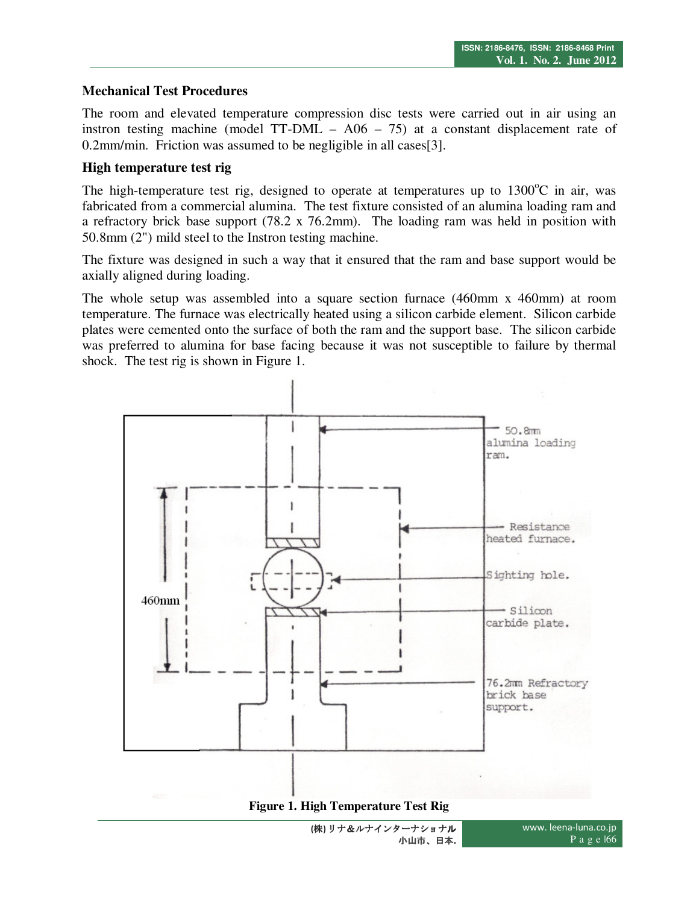### Mechanical Test Procedures

The room and elevated temperature compression disc tests were carried out in air using an instron testing machine (model TT-DML – A06 – 75) at a constant displacement rate of 0.2mm/min. Friction was assumed to be negligible in all cases[3].

### High temperature test rig

The high-temperature test rig, designed to operate at temperatures up to 1300°C in air, was fabricated from a commercial alumina. The test fixture consisted of an alumina loading ram and a refractory brick base support (78.2 x 76.2mm). The loading ram was held in position with 50.8mm (2") mild steel to the Instron testing machine.

The fixture was designed in such a way that it ensured that the ram and base support would be axially aligned during loading.

The whole setup was assembled into a square section furnace (460mm x 460mm) at room temperature. The furnace was electrically heated using a silicon carbide element. Silicon carbide plates were cemented onto the surface of both the ram and the support base. The silicon carbide was preferred to alumina for base facing because it was not susceptible to failure by thermal shock. The test rig is shown in Figure 1.

**Figure 1. High Temperature Test Rig**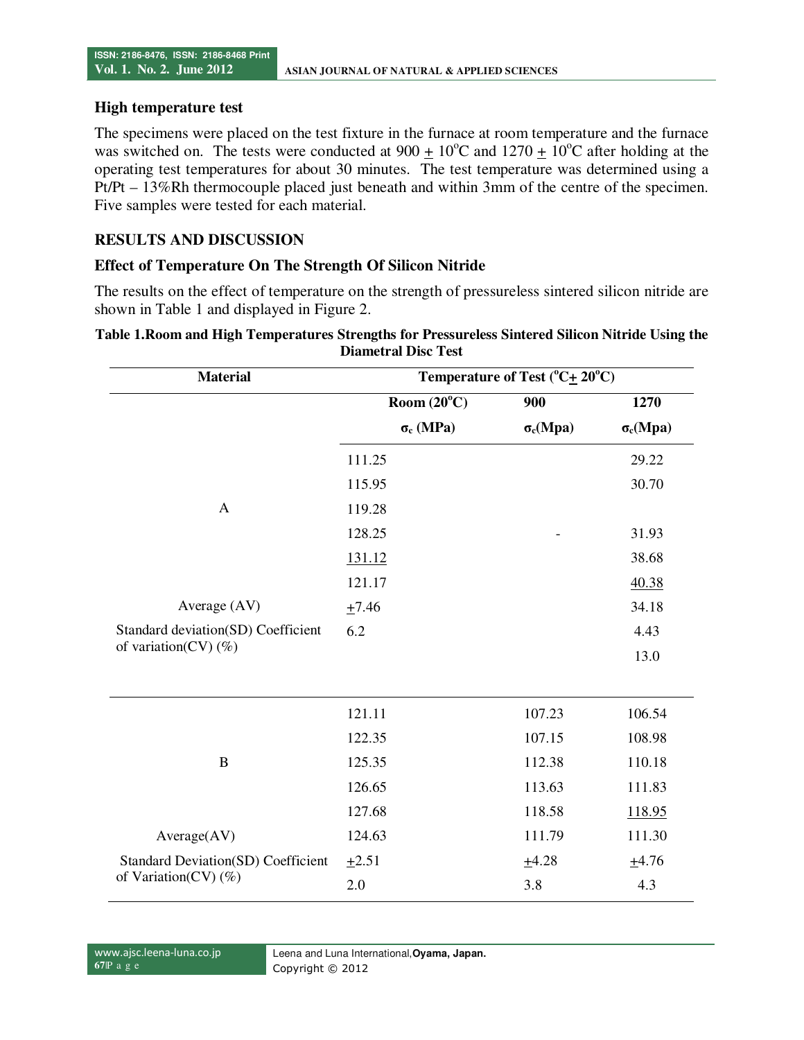### High temperature test

The specimens were placed on the test fixture in the furnace at room temperature and the furnace was switched on. The tests were conducted at 900 ± 10$^{o}$C and 1270 ± 10$^{o}$C after holding at the operating test temperatures for about 30 minutes. The test temperature was determined using a Pt/Pt – 13%Rh thermocouple placed just beneath and within 3mm of the centre of the specimen. Five samples were tested for each material.

## RESULTS AND DISCUSSION

### Effect of Temperature On The Strength Of Silicon Nitride

The results on the effect of temperature on the strength of pressureless sintered silicon nitride are shown in Table 1 and displayed in Figure 2.

**Table 1.Room and High Temperatures Strengths for Pressureless Sintered Silicon Nitride Using the Diametral Disc Test**

| Material | Temperature of Test ($^{o}$C± 20$^{o}$C) | | |
|---|---|---|---|
| | Room (20$^{o}$C) | 900 | 1270 |
| | $\sigma_c$ (MPa) | $\sigma_c$(Mpa) | $\sigma_c$(Mpa) |
| | 111.25 | | 29.22 |
| | 115.95 | | 30.70 |
| A | 119.28 | | |
| | 128.25 | - | 31.93 |
| | 131.12 | | 38.68 |
| | 121.17 | | 40.38 |
| Average (AV) | ±7.46 | | 34.18 |
| Standard deviation(SD) Coefficient of variation(CV) (%) | 6.2 | | 4.43 |
| | | | 13.0 |
| | 121.11 | 107.23 | 106.54 |
| | 122.35 | 107.15 | 108.98 |
| B | 125.35 | 112.38 | 110.18 |
| | 126.65 | 113.63 | 111.83 |
| | 127.68 | 118.58 | 118.95 |
| Average(AV) | 124.63 | 111.79 | 111.30 |
| Standard Deviation(SD) Coefficient of Variation(CV) (%) | ±2.51 | ±4.28 | ±4.76 |
| | 2.0 | 3.8 | 4.3 |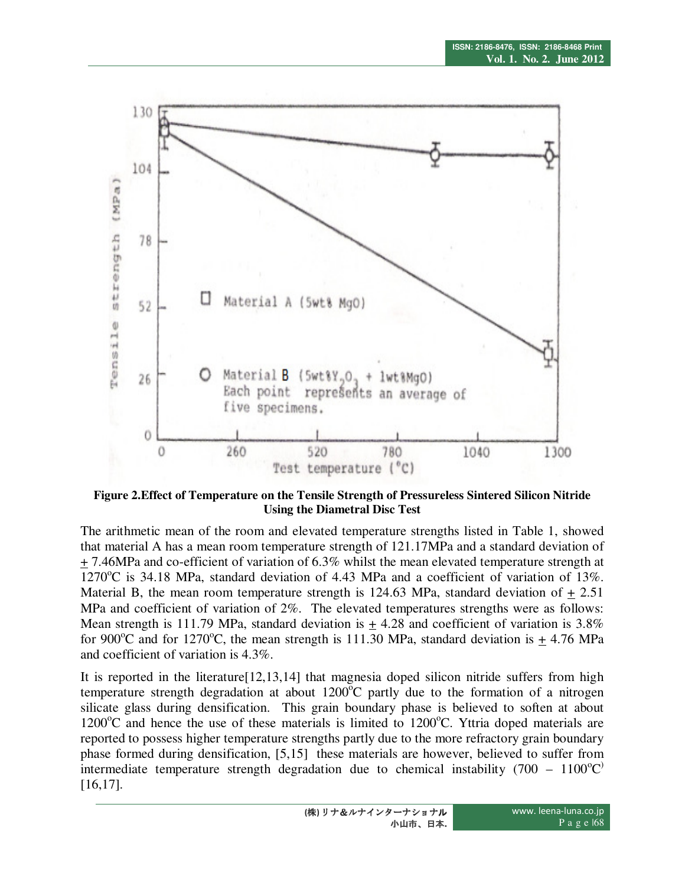**Figure 2.Effect of Temperature on the Tensile Strength of Pressureless Sintered Silicon Nitride Using the Diametral Disc Test**

The arithmetic mean of the room and elevated temperature strengths listed in Table 1, showed that material A has a mean room temperature strength of 121.17MPa and a standard deviation of ± 7.46MPa and co-efficient of variation of 6.3% whilst the mean elevated temperature strength at 1270°C is 34.18 MPa, standard deviation of 4.43 MPa and a coefficient of variation of 13%. Material B, the mean room temperature strength is 124.63 MPa, standard deviation of ± 2.51 MPa and coefficient of variation of 2%. The elevated temperatures strengths were as follows: Mean strength is 111.79 MPa, standard deviation is ± 4.28 and coefficient of variation is 3.8% for 900°C and for 1270°C, the mean strength is 111.30 MPa, standard deviation is ± 4.76 MPa and coefficient of variation is 4.3%.

It is reported in the literature[12,13,14] that magnesia doped silicon nitride suffers from high temperature strength degradation at about 1200°C partly due to the formation of a nitrogen silicate glass during densification. This grain boundary phase is believed to soften at about 1200°C and hence the use of these materials is limited to 1200°C. Yttria doped materials are reported to possess higher temperature strengths partly due to the more refractory grain boundary phase formed during densification, [5,15] these materials are however, believed to suffer from intermediate temperature strength degradation due to chemical instability (700 – 1100°C) [16,17].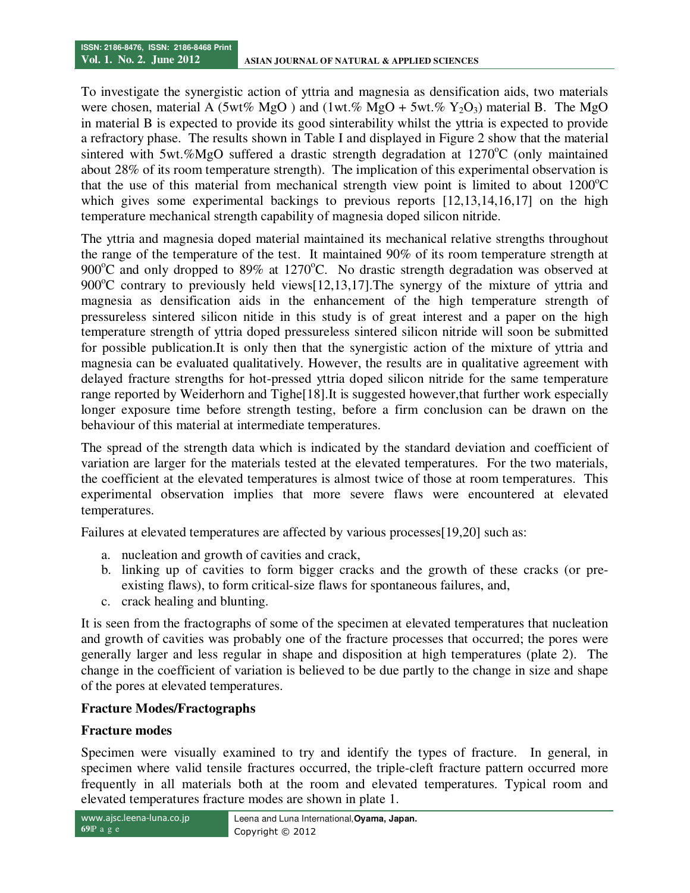To investigate the synergistic action of yttria and magnesia as densification aids, two materials were chosen, material A (5wt% MgO ) and (1wt.% MgO + 5wt.% $Y_2O_3$) material B. The MgO in material B is expected to provide its good sinterability whilst the yttria is expected to provide a refractory phase. The results shown in Table I and displayed in Figure 2 show that the material sintered with 5wt.%MgO suffered a drastic strength degradation at 1270°C (only maintained about 28% of its room temperature strength). The implication of this experimental observation is that the use of this material from mechanical strength view point is limited to about 1200°C which gives some experimental backings to previous reports [12,13,14,16,17] on the high temperature mechanical strength capability of magnesia doped silicon nitride.

The yttria and magnesia doped material maintained its mechanical relative strengths throughout the range of the temperature of the test. It maintained 90% of its room temperature strength at 900°C and only dropped to 89% at 1270°C. No drastic strength degradation was observed at 900°C contrary to previously held views[12,13,17].The synergy of the mixture of yttria and magnesia as densification aids in the enhancement of the high temperature strength of pressureless sintered silicon nitide in this study is of great interest and a paper on the high temperature strength of yttria doped pressureless sintered silicon nitride will soon be submitted for possible publication.It is only then that the synergistic action of the mixture of yttria and magnesia can be evaluated qualitatively. However, the results are in qualitative agreement with delayed fracture strengths for hot-pressed yttria doped silicon nitride for the same temperature range reported by Weiderhorn and Tighe[18].It is suggested however,that further work especially longer exposure time before strength testing, before a firm conclusion can be drawn on the behaviour of this material at intermediate temperatures.

The spread of the strength data which is indicated by the standard deviation and coefficient of variation are larger for the materials tested at the elevated temperatures. For the two materials, the coefficient at the elevated temperatures is almost twice of those at room temperatures. This experimental observation implies that more severe flaws were encountered at elevated temperatures.

Failures at elevated temperatures are affected by various processes[19,20] such as:

a. nucleation and growth of cavities and crack,
b. linking up of cavities to form bigger cracks and the growth of these cracks (or pre-existing flaws), to form critical-size flaws for spontaneous failures, and,
c. crack healing and blunting.

It is seen from the fractographs of some of the specimen at elevated temperatures that nucleation and growth of cavities was probably one of the fracture processes that occurred; the pores were generally larger and less regular in shape and disposition at high temperatures (plate 2). The change in the coefficient of variation is believed to be due partly to the change in size and shape of the pores at elevated temperatures.

**Fracture Modes/Fractographs**

**Fracture modes**

Specimen were visually examined to try and identify the types of fracture. In general, in specimen where valid tensile fractures occurred, the triple-cleft fracture pattern occurred more frequently in all materials both at the room and elevated temperatures. Typical room and elevated temperatures fracture modes are shown in plate 1.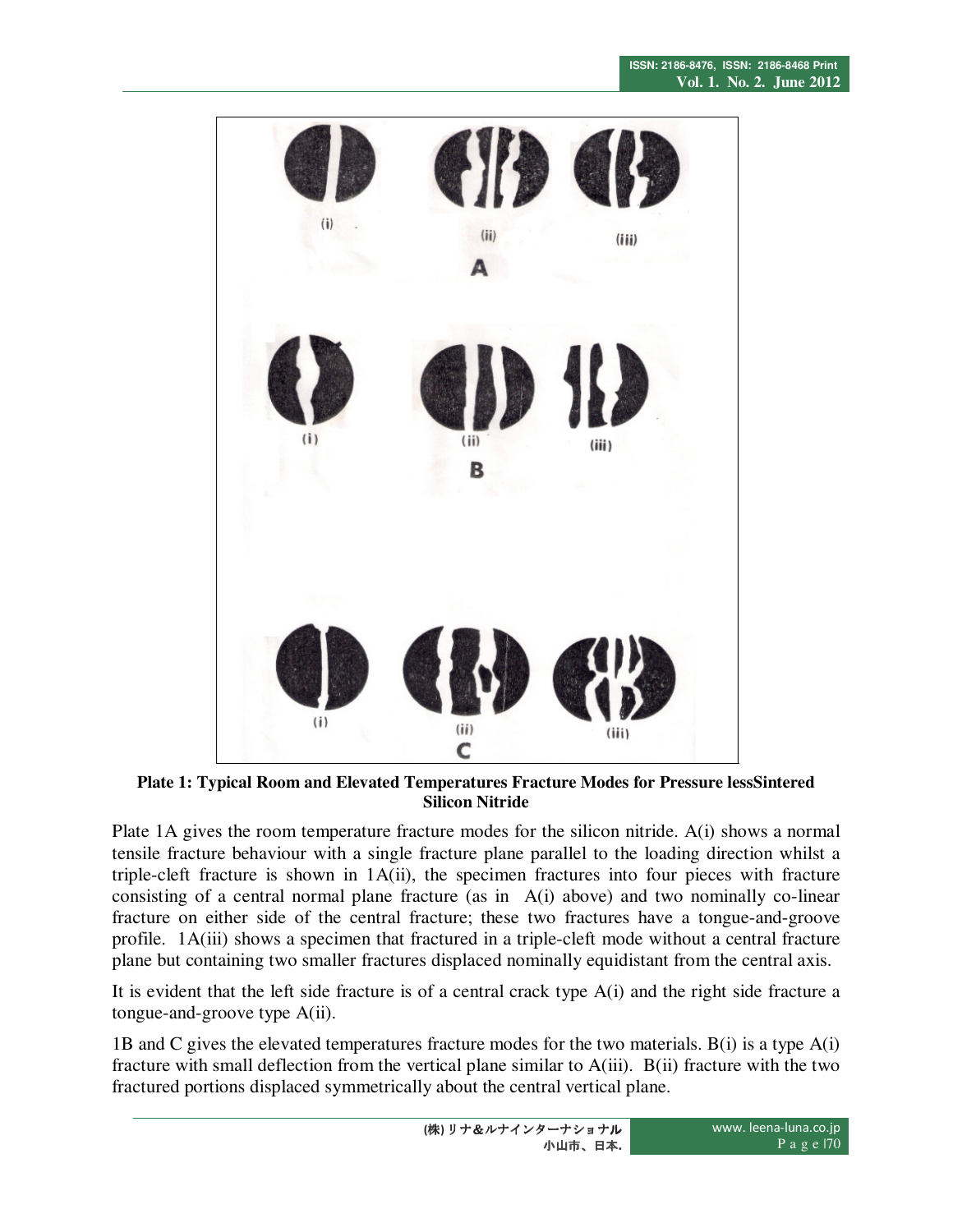**Plate 1: Typical Room and Elevated Temperatures Fracture Modes for Pressure lessSintered Silicon Nitride**

Plate 1A gives the room temperature fracture modes for the silicon nitride. A(i) shows a normal tensile fracture behaviour with a single fracture plane parallel to the loading direction whilst a triple-cleft fracture is shown in 1A(ii), the specimen fractures into four pieces with fracture consisting of a central normal plane fracture (as in A(i) above) and two nominally co-linear fracture on either side of the central fracture; these two fractures have a tongue-and-groove profile. 1A(iii) shows a specimen that fractured in a triple-cleft mode without a central fracture plane but containing two smaller fractures displaced nominally equidistant from the central axis.

It is evident that the left side fracture is of a central crack type A(i) and the right side fracture a tongue-and-groove type A(ii).

1B and C gives the elevated temperatures fracture modes for the two materials. B(i) is a type A(i) fracture with small deflection from the vertical plane similar to A(iii). B(ii) fracture with the two fractured portions displaced symmetrically about the central vertical plane.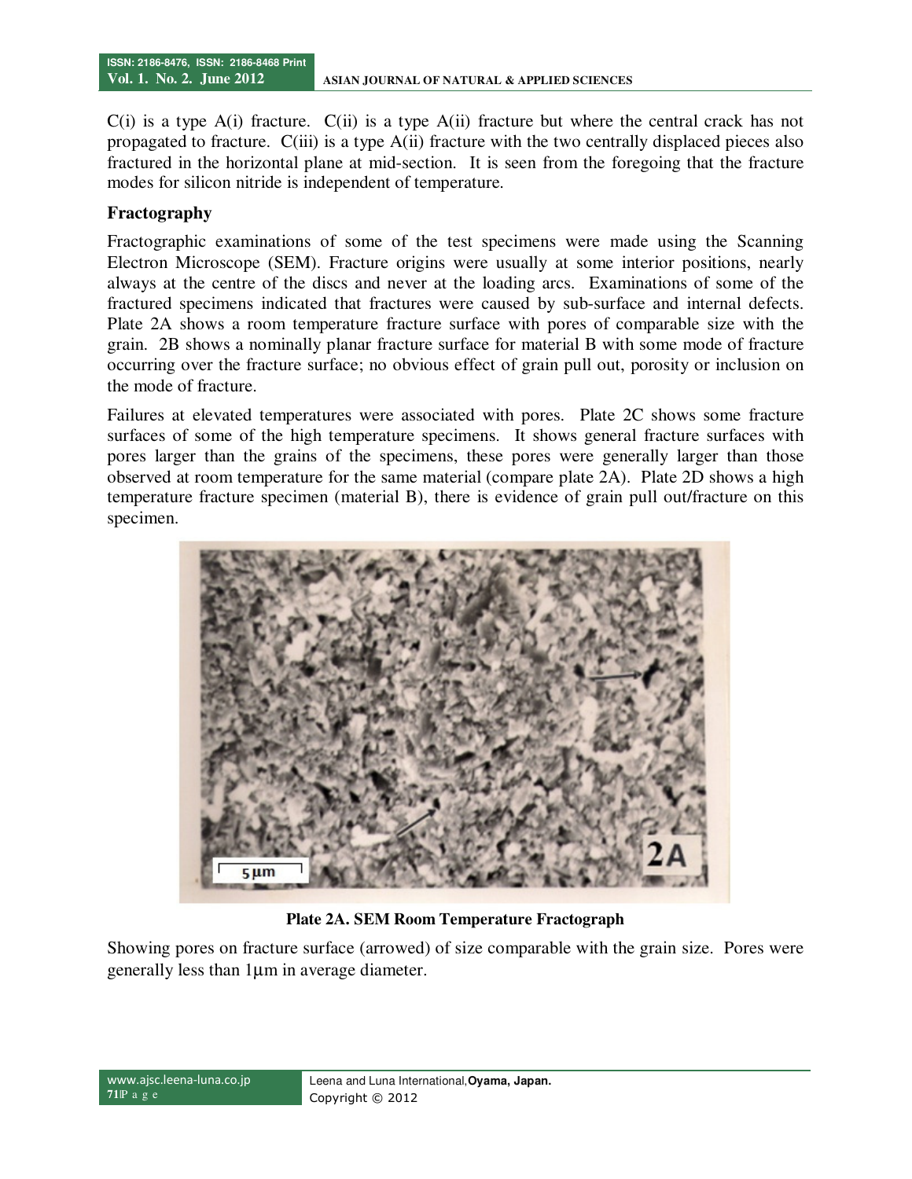C(i) is a type A(i) fracture. C(ii) is a type A(ii) fracture but where the central crack has not propagated to fracture. C(iii) is a type A(ii) fracture with the two centrally displaced pieces also fractured in the horizontal plane at mid-section. It is seen from the foregoing that the fracture modes for silicon nitride is independent of temperature.

### Fractography

Fractographic examinations of some of the test specimens were made using the Scanning Electron Microscope (SEM). Fracture origins were usually at some interior positions, nearly always at the centre of the discs and never at the loading arcs. Examinations of some of the fractured specimens indicated that fractures were caused by sub-surface and internal defects. Plate 2A shows a room temperature fracture surface with pores of comparable size with the grain. 2B shows a nominally planar fracture surface for material B with some mode of fracture occurring over the fracture surface; no obvious effect of grain pull out, porosity or inclusion on the mode of fracture.

Failures at elevated temperatures were associated with pores. Plate 2C shows some fracture surfaces of some of the high temperature specimens. It shows general fracture surfaces with pores larger than the grains of the specimens, these pores were generally larger than those observed at room temperature for the same material (compare plate 2A). Plate 2D shows a high temperature fracture specimen (material B), there is evidence of grain pull out/fracture on this specimen.

**Plate 2A. SEM Room Temperature Fractograph**

Showing pores on fracture surface (arrowed) of size comparable with the grain size. Pores were generally less than 1μm in average diameter.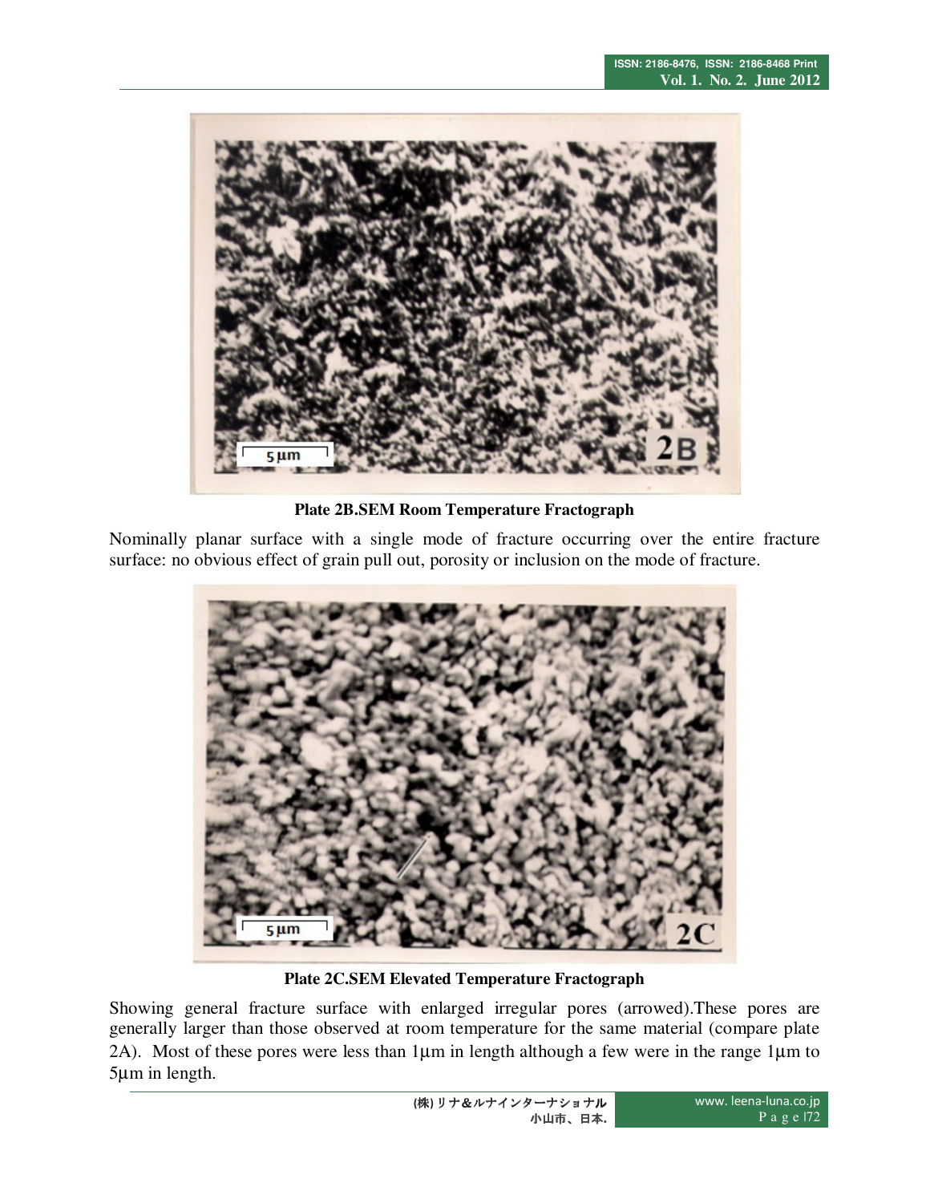**Plate 2B.SEM Room Temperature Fractograph**

Nominally planar surface with a single mode of fracture occurring over the entire fracture surface: no obvious effect of grain pull out, porosity or inclusion on the mode of fracture.

**Plate 2C.SEM Elevated Temperature Fractograph**

Showing general fracture surface with enlarged irregular pores (arrowed).These pores are generally larger than those observed at room temperature for the same material (compare plate 2A). Most of these pores were less than 1µm in length although a few were in the range 1µm to 5µm in length.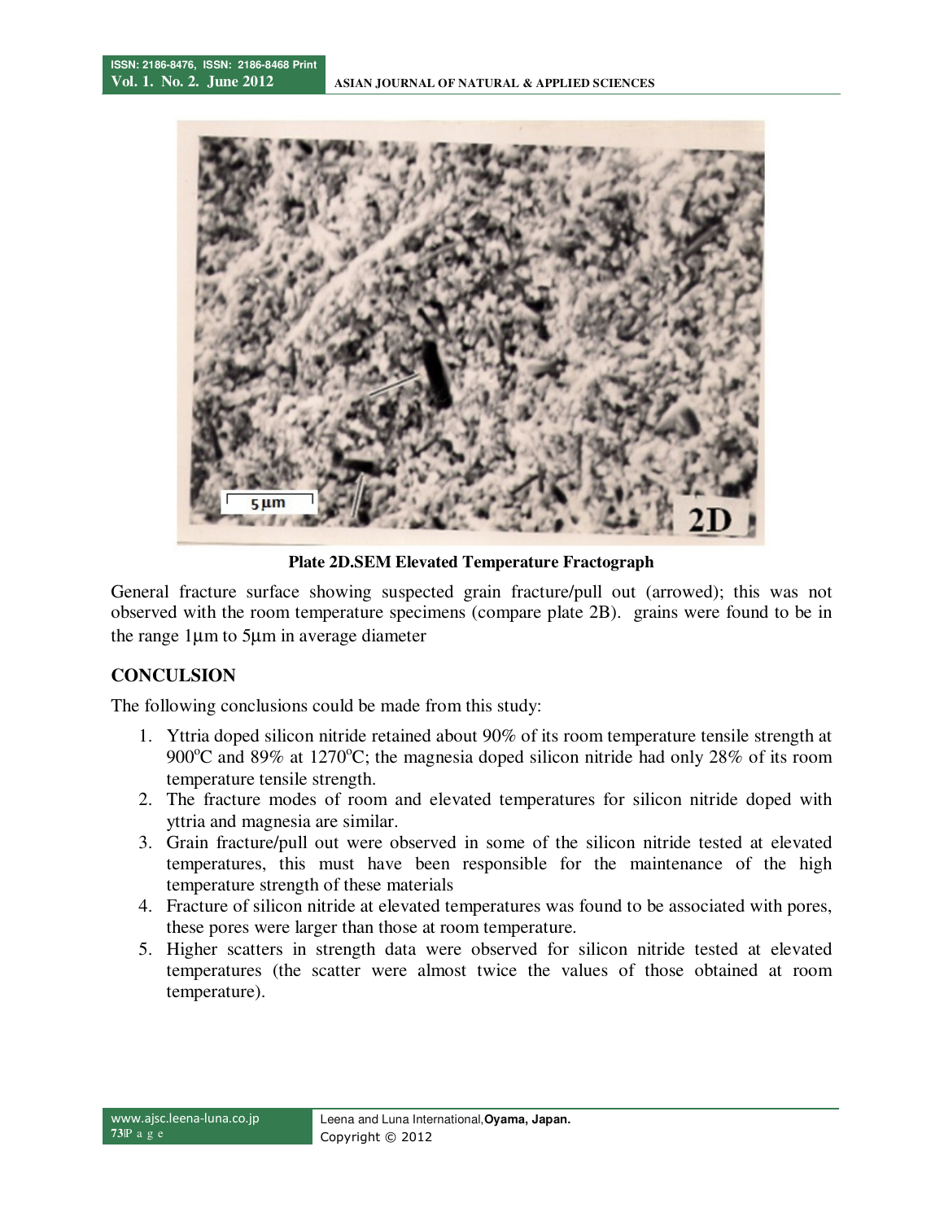**Plate 2D.SEM Elevated Temperature Fractograph**

General fracture surface showing suspected grain fracture/pull out (arrowed); this was not observed with the room temperature specimens (compare plate 2B). grains were found to be in the range 1µm to 5µm in average diameter

## CONCULSION

The following conclusions could be made from this study:

1. Yttria doped silicon nitride retained about 90% of its room temperature tensile strength at 900°C and 89% at 1270°C; the magnesia doped silicon nitride had only 28% of its room temperature tensile strength.
2. The fracture modes of room and elevated temperatures for silicon nitride doped with yttria and magnesia are similar.
3. Grain fracture/pull out were observed in some of the silicon nitride tested at elevated temperatures, this must have been responsible for the maintenance of the high temperature strength of these materials
4. Fracture of silicon nitride at elevated temperatures was found to be associated with pores, these pores were larger than those at room temperature.
5. Higher scatters in strength data were observed for silicon nitride tested at elevated temperatures (the scatter were almost twice the values of those obtained at room temperature).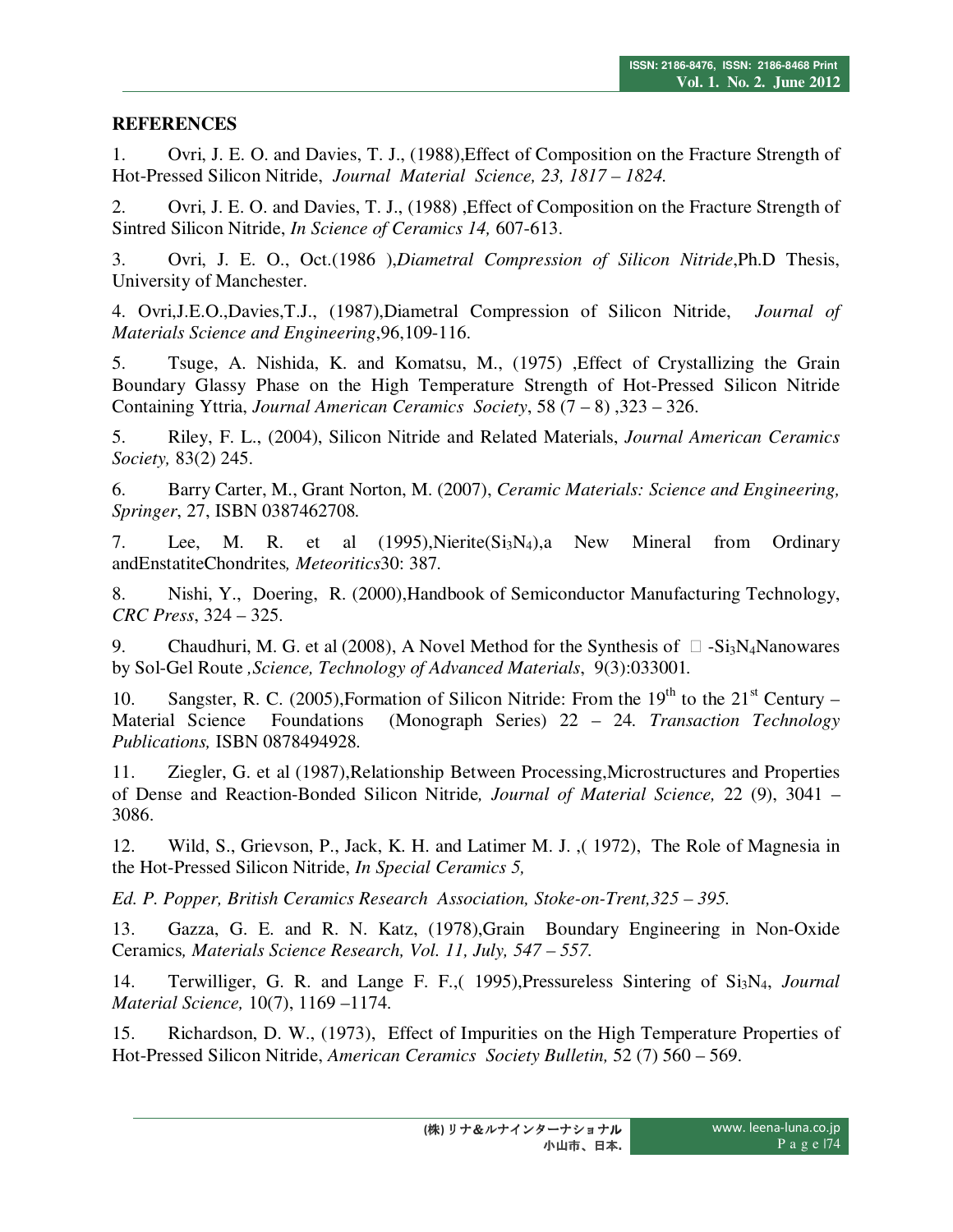## REFERENCES

1. Ovri, J. E. O. and Davies, T. J., (1988),Effect of Composition on the Fracture Strength of Hot-Pressed Silicon Nitride, *Journal Material Science, 23, 1817 – 1824.*

2. Ovri, J. E. O. and Davies, T. J., (1988) ,Effect of Composition on the Fracture Strength of Sintred Silicon Nitride, *In Science of Ceramics 14,* 607-613.

3. Ovri, J. E. O., Oct.(1986 ),*Diametral Compression of Silicon Nitride*,Ph.D Thesis, University of Manchester.

4. Ovri,J.E.O.,Davies,T.J., (1987),Diametral Compression of Silicon Nitride, *Journal of Materials Science and Engineering*,96,109-116.

5. Tsuge, A. Nishida, K. and Komatsu, M., (1975) ,Effect of Crystallizing the Grain Boundary Glassy Phase on the High Temperature Strength of Hot-Pressed Silicon Nitride Containing Yttria, *Journal American Ceramics Society*, 58 (7 – 8) ,323 – 326.

5. Riley, F. L., (2004), Silicon Nitride and Related Materials, *Journal American Ceramics Society,* 83(2) 245.

6. Barry Carter, M., Grant Norton, M. (2007), *Ceramic Materials: Science and Engineering, Springer*, 27, ISBN 0387462708.

7. Lee, M. R. et al (1995),Nierite($Si_3N_4$),a New Mineral from Ordinary andEnstatiteChondrites*, Meteoritics*30: 387.

8. Nishi, Y., Doering, R. (2000),Handbook of Semiconductor Manufacturing Technology, *CRC Press*, 324 – 325.

9. Chaudhuri, M. G. et al (2008), A Novel Method for the Synthesis of  -$Si_3N_4$Nanowares by Sol-Gel Route *,Science, Technology of Advanced Materials*, 9(3):033001.

10. Sangster, R. C. (2005),Formation of Silicon Nitride: From the 19$^{th}$ to the 21$^{st}$ Century – Material Science Foundations (Monograph Series) 22 – 24. *Transaction Technology Publications,* ISBN 0878494928.

11. Ziegler, G. et al (1987),Relationship Between Processing,Microstructures and Properties of Dense and Reaction-Bonded Silicon Nitride*, Journal of Material Science,* 22 (9), 3041 – 3086.

12. Wild, S., Grievson, P., Jack, K. H. and Latimer M. J. ,( 1972), The Role of Magnesia in the Hot-Pressed Silicon Nitride, *In Special Ceramics 5,*

*Ed. P. Popper, British Ceramics Research Association, Stoke-on-Trent,325 – 395.*

13. Gazza, G. E. and R. N. Katz, (1978),Grain Boundary Engineering in Non-Oxide Ceramics*, Materials Science Research, Vol. 11, July, 547 – 557.*

14. Terwilliger, G. R. and Lange F. F.,( 1995),Pressureless Sintering of $Si_3N_4$, *Journal Material Science,* 10(7), 1169 –1174.

15. Richardson, D. W., (1973), Effect of Impurities on the High Temperature Properties of Hot-Pressed Silicon Nitride, *American Ceramics Society Bulletin,* 52 (7) 560 – 569.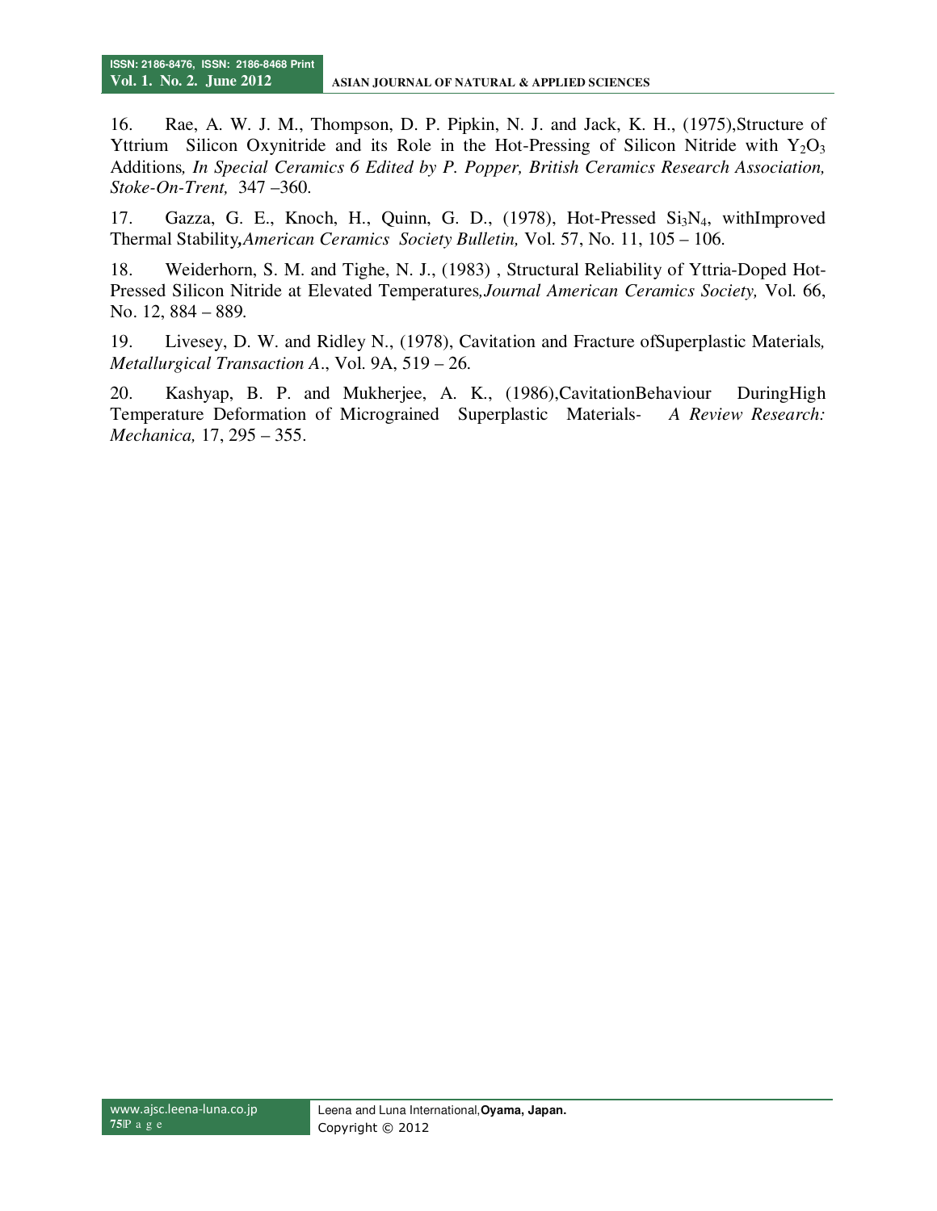16. Rae, A. W. J. M., Thompson, D. P. Pipkin, N. J. and Jack, K. H., (1975),Structure of Yttrium Silicon Oxynitride and its Role in the Hot-Pressing of Silicon Nitride with $Y_2O_3$ Additions*, In Special Ceramics 6 Edited by P. Popper, British Ceramics Research Association, Stoke-On-Trent,* 347 –360.

17. Gazza, G. E., Knoch, H., Quinn, G. D., (1978), Hot-Pressed $Si_3N_4$, withImproved Thermal Stability**,***American Ceramics Society Bulletin,* Vol. 57, No. 11, 105 – 106.

18. Weiderhorn, S. M. and Tighe, N. J., (1983) , Structural Reliability of Yttria-Doped Hot-Pressed Silicon Nitride at Elevated Temperatures*,Journal American Ceramics Society,* Vol. 66, No. 12, 884 – 889.

19. Livesey, D. W. and Ridley N., (1978), Cavitation and Fracture ofSuperplastic Materials*, Metallurgical Transaction A*., Vol. 9A, 519 – 26.

20. Kashyap, B. P. and Mukherjee, A. K., (1986),CavitationBehaviour DuringHigh Temperature Deformation of Micrograined Superplastic Materials- *A Review Research: Mechanica,* 17, 295 – 355.